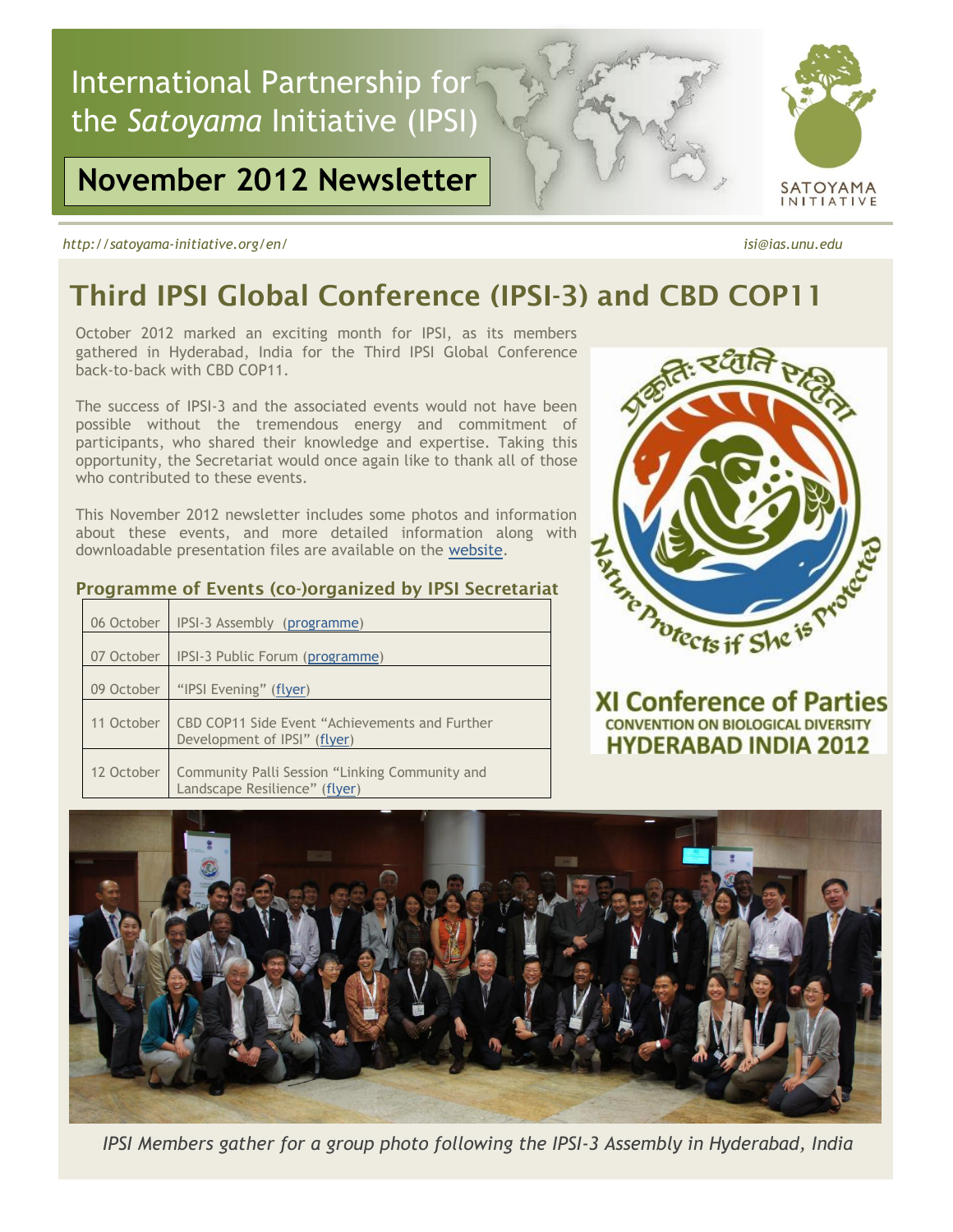# International Partnership for the *Satoyama* Initiative (IPSI)

## November 2012 Newsletter

*http://satoyama-initiative.org/en/* *isi@ias.unu.edu*

## Third IPSI Global Conference (IPSI-3) and CBD COP11

October 2012 marked an exciting month for IPSI, as its members gathered in Hyderabad, India for the Third IPSI Global Conference back-to-back with CBD COP11.

The success of IPSI-3 and the associated events would not have been possible without the tremendous energy and commitment of participants, who shared their knowledge and expertise. Taking this opportunity, the Secretariat would once again like to thank all of those who contributed to these events.

This November 2012 newsletter includes some photos and information about these events, and more detailed information along with downloadable presentation files are available on the website.

### Programme of Events (co-)organized by IPSI Secretariat

| | |
|---|---|
| 06 October | IPSI-3 Assembly (programme) |
| 07 October | IPSI-3 Public Forum (programme) |
| 09 October | "IPSI Evening" (flyer) |
| 11 October | CBD COP11 Side Event "Achievements and Further Development of IPSI" (flyer) |
| 12 October | Community Palli Session "Linking Community and Landscape Resilience" (flyer) |

प्रकृतिः रक्षति रक्षिता

Nature Protects if She is Protected

**XI Conference of Parties**
**CONVENTION ON BIOLOGICAL DIVERSITY**
**HYDERABAD INDIA 2012**

*IPSI Members gather for a group photo following the IPSI-3 Assembly in Hyderabad, India*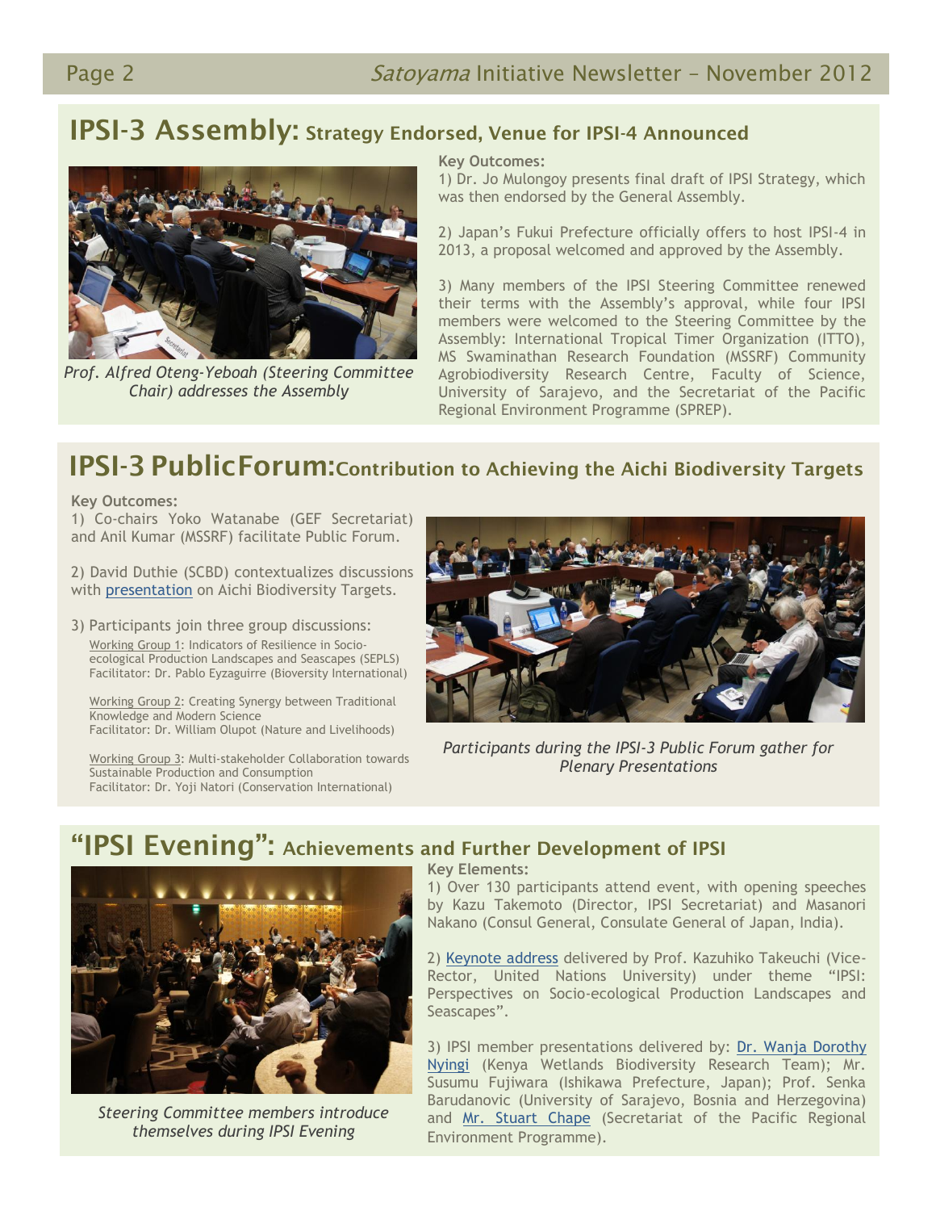## IPSI-3 Assembly: Strategy Endorsed, Venue for IPSI-4 Announced

*Prof. Alfred Oteng-Yeboah (Steering Committee Chair) addresses the Assembly*

**Key Outcomes:**

1) Dr. Jo Mulongoy presents final draft of IPSI Strategy, which was then endorsed by the General Assembly.

2) Japan's Fukui Prefecture officially offers to host IPSI-4 in 2013, a proposal welcomed and approved by the Assembly.

3) Many members of the IPSI Steering Committee renewed their terms with the Assembly's approval, while four IPSI members were welcomed to the Steering Committee by the Assembly: International Tropical Timer Organization (ITTO), MS Swaminathan Research Foundation (MSSRF) Community Agrobiodiversity Research Centre, Faculty of Science, University of Sarajevo, and the Secretariat of the Pacific Regional Environment Programme (SPREP).

## IPSI-3 Public Forum: Contribution to Achieving the Aichi Biodiversity Targets

**Key Outcomes:**

1) Co-chairs Yoko Watanabe (GEF Secretariat) and Anil Kumar (MSSRF) facilitate Public Forum.

2) David Duthie (SCBD) contextualizes discussions with presentation on Aichi Biodiversity Targets.

3) Participants join three group discussions:

Working Group 1: Indicators of Resilience in Socio-ecological Production Landscapes and Seascapes (SEPLS)
Facilitator: Dr. Pablo Eyzaguirre (Bioversity International)

Working Group 2: Creating Synergy between Traditional Knowledge and Modern Science
Facilitator: Dr. William Olupot (Nature and Livelihoods)

Working Group 3: Multi-stakeholder Collaboration towards Sustainable Production and Consumption
Facilitator: Dr. Yoji Natori (Conservation International)

*Participants during the IPSI-3 Public Forum gather for Plenary Presentations*

## "IPSI Evening": Achievements and Further Development of IPSI

*Steering Committee members introduce themselves during IPSI Evening*

**Key Elements:**

1) Over 130 participants attend event, with opening speeches by Kazu Takemoto (Director, IPSI Secretariat) and Masanori Nakano (Consul General, Consulate General of Japan, India).

2) Keynote address delivered by Prof. Kazuhiko Takeuchi (Vice-Rector, United Nations University) under theme "IPSI: Perspectives on Socio-ecological Production Landscapes and Seascapes".

3) IPSI member presentations delivered by: Dr. Wanja Dorothy Nyingi (Kenya Wetlands Biodiversity Research Team); Mr. Susumu Fujiwara (Ishikawa Prefecture, Japan); Prof. Senka Barudanovic (University of Sarajevo, Bosnia and Herzegovina) and Mr. Stuart Chape (Secretariat of the Pacific Regional Environment Programme).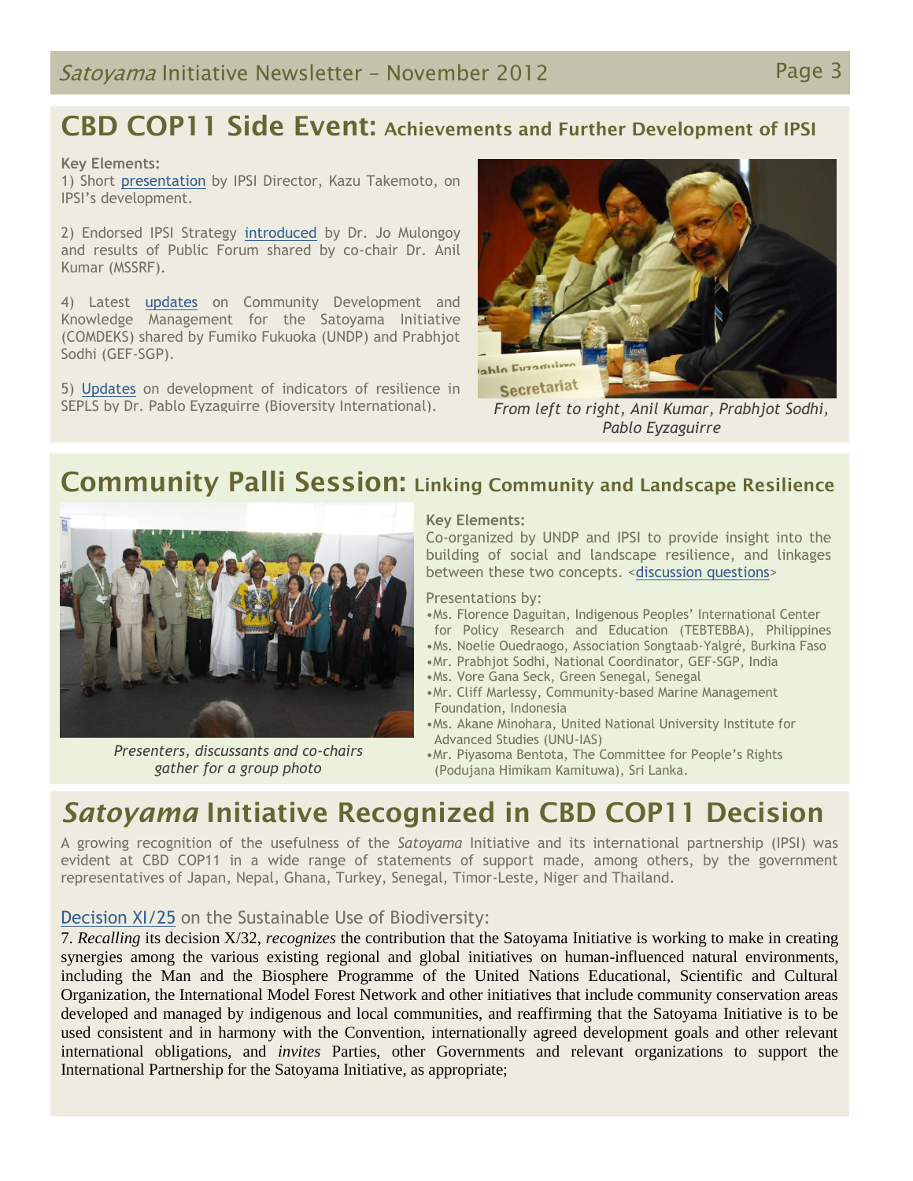## CBD COP11 Side Event: Achievements and Further Development of IPSI

**Key Elements:**

1) Short presentation by IPSI Director, Kazu Takemoto, on IPSI's development.

2) Endorsed IPSI Strategy introduced by Dr. Jo Mulongoy and results of Public Forum shared by co-chair Dr. Anil Kumar (MSSRF).

4) Latest updates on Community Development and Knowledge Management for the Satoyama Initiative (COMDEKS) shared by Fumiko Fukuoka (UNDP) and Prabhjot Sodhi (GEF-SGP).

5) Updates on development of indicators of resilience in SEPLS by Dr. Pablo Eyzaguirre (Bioversity International).

*From left to right, Anil Kumar, Prabhjot Sodhi, Pablo Eyzaguirre*

## Community Palli Session: Linking Community and Landscape Resilience

*Presenters, discussants and co-chairs gather for a group photo*

**Key Elements:**

Co-organized by UNDP and IPSI to provide insight into the building of social and landscape resilience, and linkages between these two concepts. <discussion questions>

Presentations by:

- Ms. Florence Daguitan, Indigenous Peoples' International Center for Policy Research and Education (TEBTEBBA), Philippines
- Ms. Noelie Ouedraogo, Association Songtaab-Yalgré, Burkina Faso
- Mr. Prabhjot Sodhi, National Coordinator, GEF-SGP, India
- Ms. Vore Gana Seck, Green Senegal, Senegal
- Mr. Cliff Marlessy, Community-based Marine Management Foundation, Indonesia
- Ms. Akane Minohara, United National University Institute for Advanced Studies (UNU-IAS)
- Mr. Piyasoma Bentota, The Committee for People's Rights (Podujana Himikam Kamituwa), Sri Lanka.

## *Satoyama* Initiative Recognized in CBD COP11 Decision

A growing recognition of the usefulness of the *Satoyama* Initiative and its international partnership (IPSI) was evident at CBD COP11 in a wide range of statements of support made, among others, by the government representatives of Japan, Nepal, Ghana, Turkey, Senegal, Timor-Leste, Niger and Thailand.

### Decision XI/25 on the Sustainable Use of Biodiversity:

7. *Recalling* its decision X/32, *recognizes* the contribution that the Satoyama Initiative is working to make in creating synergies among the various existing regional and global initiatives on human-influenced natural environments, including the Man and the Biosphere Programme of the United Nations Educational, Scientific and Cultural Organization, the International Model Forest Network and other initiatives that include community conservation areas developed and managed by indigenous and local communities, and reaffirming that the Satoyama Initiative is to be used consistent and in harmony with the Convention, internationally agreed development goals and other relevant international obligations, and *invites* Parties, other Governments and relevant organizations to support the International Partnership for the Satoyama Initiative, as appropriate;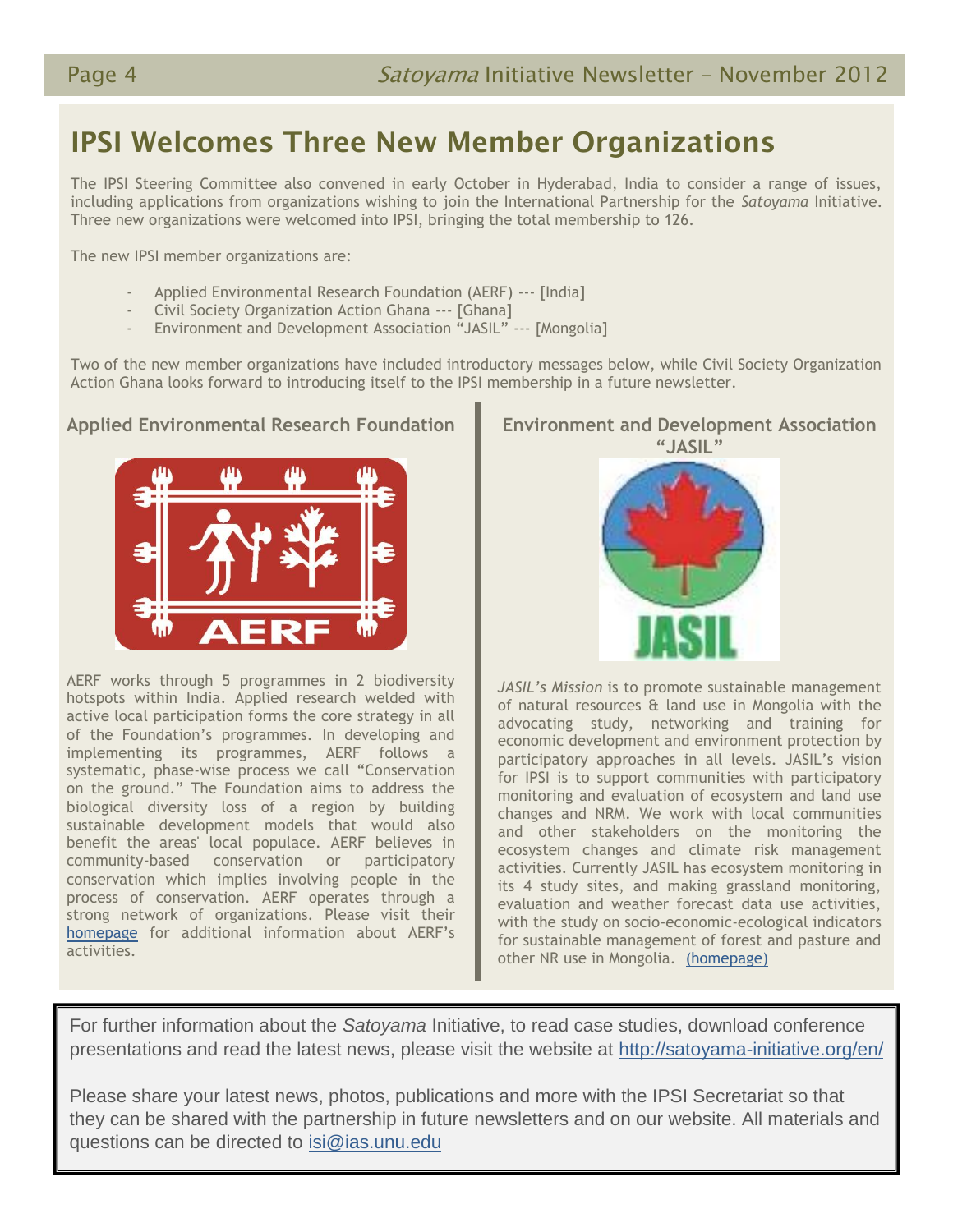# IPSI Welcomes Three New Member Organizations

The IPSI Steering Committee also convened in early October in Hyderabad, India to consider a range of issues, including applications from organizations wishing to join the International Partnership for the *Satoyama* Initiative. Three new organizations were welcomed into IPSI, bringing the total membership to 126.

The new IPSI member organizations are:

- Applied Environmental Research Foundation (AERF) --- [India]
- Civil Society Organization Action Ghana --- [Ghana]
- Environment and Development Association "JASIL" --- [Mongolia]

Two of the new member organizations have included introductory messages below, while Civil Society Organization Action Ghana looks forward to introducing itself to the IPSI membership in a future newsletter.

### Applied Environmental Research Foundation

AERF works through 5 programmes in 2 biodiversity hotspots within India. Applied research welded with active local participation forms the core strategy in all of the Foundation's programmes. In developing and implementing its programmes, AERF follows a systematic, phase-wise process we call "Conservation on the ground." The Foundation aims to address the biological diversity loss of a region by building sustainable development models that would also benefit the areas' local populace. AERF believes in community-based conservation or participatory conservation which implies involving people in the process of conservation. AERF operates through a strong network of organizations. Please visit their homepage for additional information about AERF's activities.

### Environment and Development Association "JASIL"

*JASIL's Mission* is to promote sustainable management of natural resources & land use in Mongolia with the advocating study, networking and training for economic development and environment protection by participatory approaches in all levels. JASIL's vision for IPSI is to support communities with participatory monitoring and evaluation of ecosystem and land use changes and NRM. We work with local communities and other stakeholders on the monitoring the ecosystem changes and climate risk management activities. Currently JASIL has ecosystem monitoring in its 4 study sites, and making grassland monitoring, evaluation and weather forecast data use activities, with the study on socio-economic-ecological indicators for sustainable management of forest and pasture and other NR use in Mongolia. (homepage)

---

For further information about the *Satoyama* Initiative, to read case studies, download conference presentations and read the latest news, please visit the website at http://satoyama-initiative.org/en/

Please share your latest news, photos, publications and more with the IPSI Secretariat so that they can be shared with the partnership in future newsletters and on our website. All materials and questions can be directed to isi@ias.unu.edu